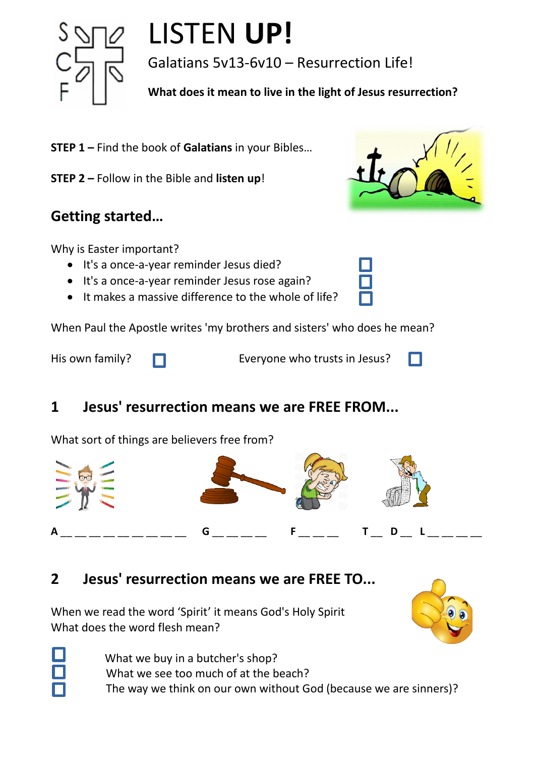# LISTEN **UP!**

Galatians 5v13-6v10 – Resurrection Life!

**What does it mean to live in the light of Jesus resurrection?**

**STEP 1 –** Find the book of **Galatians** in your Bibles…

**STEP 2 –** Follow in the Bible and **listen up**!

## Getting started…

Why is Easter important?

- It's a once-a-year reminder Jesus died? ☐
- It's a once-a-year reminder Jesus rose again? ☐
- It makes a massive difference to the whole of life? ☐

When Paul the Apostle writes 'my brothers and sisters' who does he mean?

His own family? ☐ Everyone who trusts in Jesus? ☐

## 1 Jesus' resurrection means we are FREE FROM...

What sort of things are believers free from?

A __ __ __ __ __ __ __ __ __ G __ __ __ __ F __ __ __ T __ D __ L __ __ __ __

## 2 Jesus' resurrection means we are FREE TO...

When we read the word 'Spirit' it means God's Holy Spirit
What does the word flesh mean?

☐ What we buy in a butcher's shop?
☐ What we see too much of at the beach?
☐ The way we think on our own without God (because we are sinners)?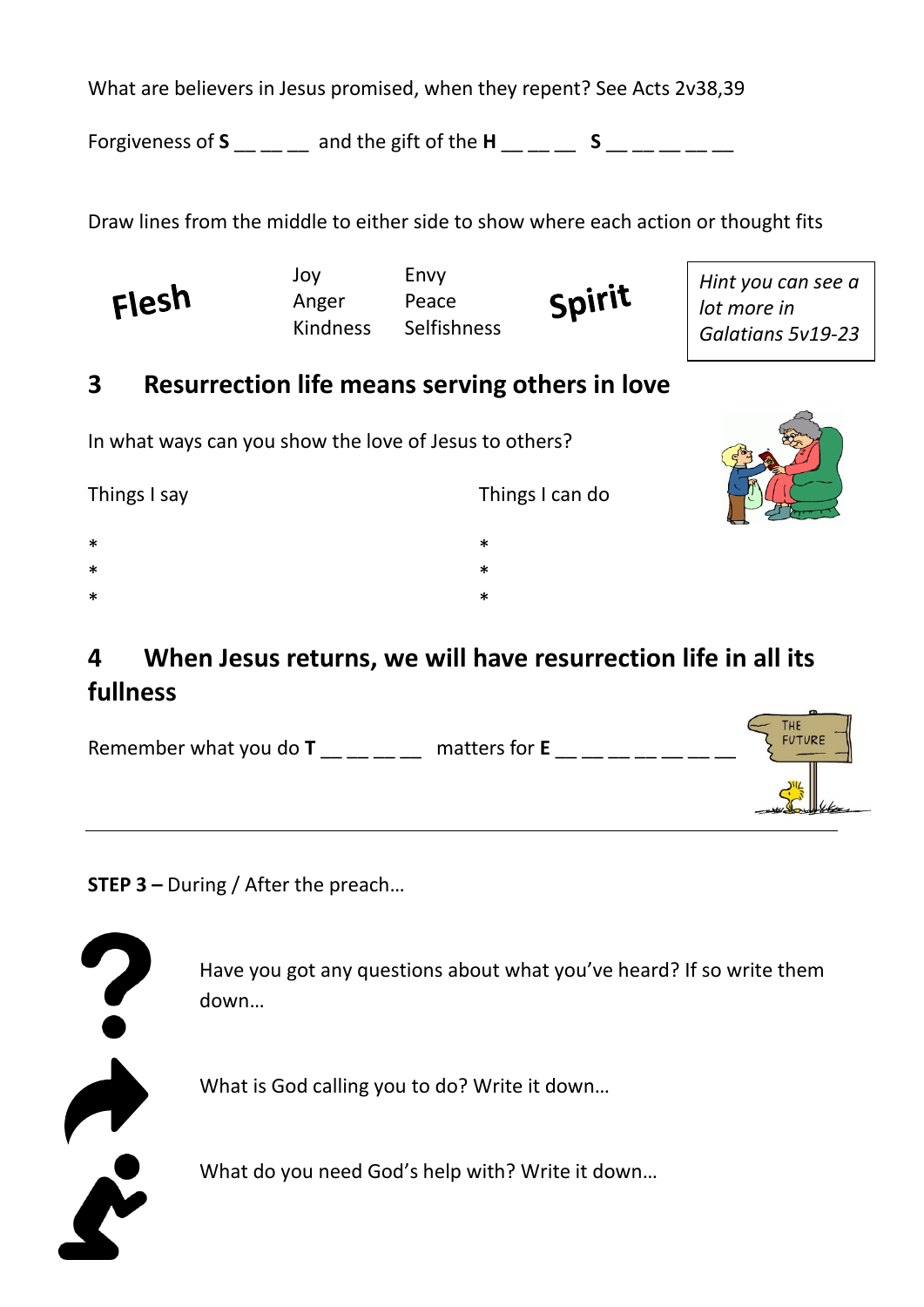What are believers in Jesus promised, when they repent? See Acts 2v38,39

Forgiveness of **S** __ __ __ and the gift of the **H** __ __ __ **S** __ __ __ __ __

Draw lines from the middle to either side to show where each action or thought fits

| | | | | |
|---|---|---|---|---|
| **Flesh** | Joy<br>Anger<br>Kindness | Envy<br>Peace<br>Selfishness | **Spirit** | *Hint you can see a lot more in Galatians 5v19-23* |

## 3 Resurrection life means serving others in love

In what ways can you show the love of Jesus to others?

| Things I say | Things I can do |
|---|---|
| * | * |
| * | * |
| * | * |

## 4 When Jesus returns, we will have resurrection life in all its fullness

Remember what you do **T** __ __ __ __ matters for **E** __ __ __ __ __ __ __

THE FUTURE

---

**STEP 3 –** During / After the preach…

Have you got any questions about what you've heard? If so write them down…

What is God calling you to do? Write it down…

What do you need God's help with? Write it down…